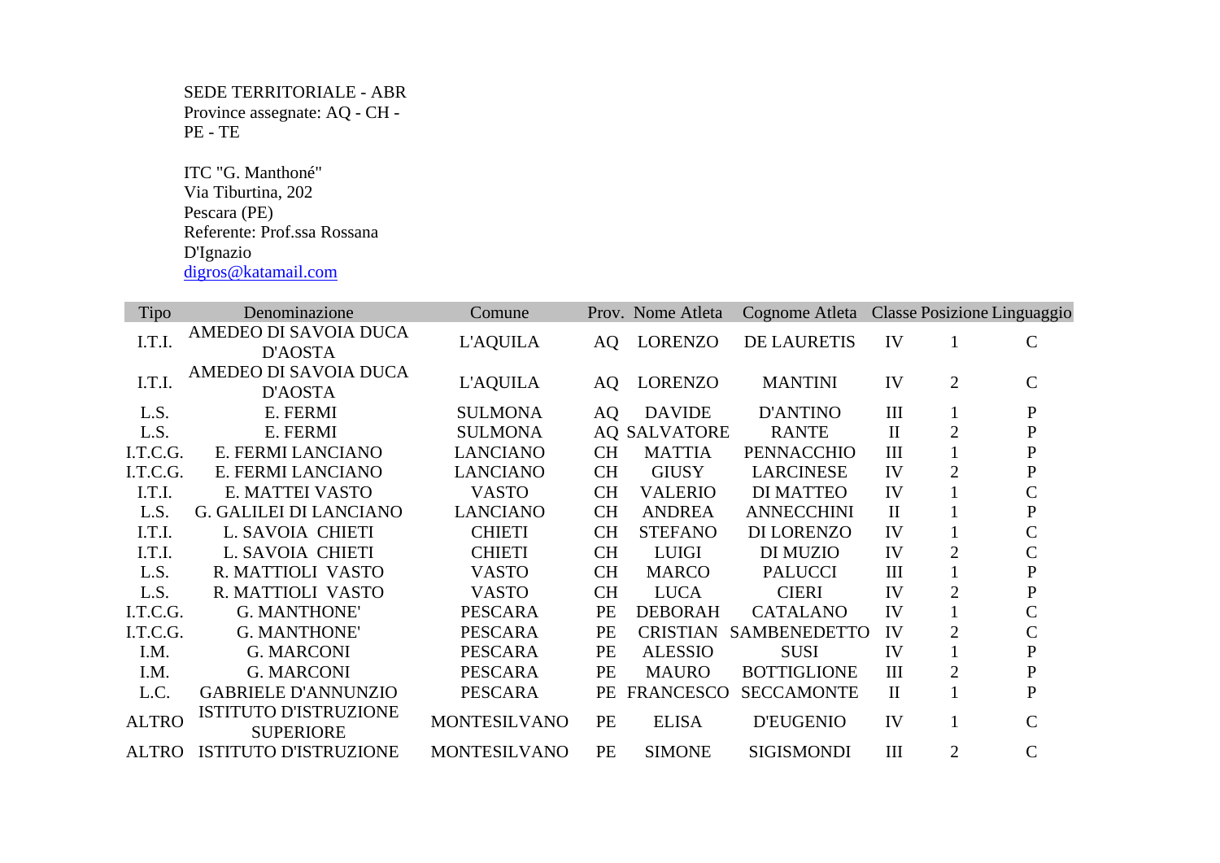SEDE TERRITORIALE - ABR
Province assegnate: AQ - CH - PE - TE

ITC "G. Manthoné"
Via Tiburtina, 202
Pescara (PE)
Referente: Prof.ssa Rossana D'Ignazio
digros@katamail.com

| Tipo | Denominazione | Comune | Prov. | Nome Atleta | Cognome Atleta | Classe | Posizione | Linguaggio |
|---|---|---|---|---|---|---|---|---|
| I.T.I. | AMEDEO DI SAVOIA DUCA D'AOSTA | L'AQUILA | AQ | LORENZO | DE LAURETIS | IV | 1 | C |
| I.T.I. | AMEDEO DI SAVOIA DUCA D'AOSTA | L'AQUILA | AQ | LORENZO | MANTINI | IV | 2 | C |
| L.S. | E. FERMI | SULMONA | AQ | DAVIDE | D'ANTINO | III | 1 | P |
| L.S. | E. FERMI | SULMONA | AQ | SALVATORE | RANTE | II | 2 | P |
| I.T.C.G. | E. FERMI LANCIANO | LANCIANO | CH | MATTIA | PENNACCHIO | III | 1 | P |
| I.T.C.G. | E. FERMI LANCIANO | LANCIANO | CH | GIUSY | LARCINESE | IV | 2 | P |
| I.T.I. | E. MATTEI VASTO | VASTO | CH | VALERIO | DI MATTEO | IV | 1 | C |
| L.S. | G. GALILEI DI LANCIANO | LANCIANO | CH | ANDREA | ANNECCHINI | II | 1 | P |
| I.T.I. | L. SAVOIA CHIETI | CHIETI | CH | STEFANO | DI LORENZO | IV | 1 | C |
| I.T.I. | L. SAVOIA CHIETI | CHIETI | CH | LUIGI | DI MUZIO | IV | 2 | C |
| L.S. | R. MATTIOLI VASTO | VASTO | CH | MARCO | PALUCCI | III | 1 | P |
| L.S. | R. MATTIOLI VASTO | VASTO | CH | LUCA | CIERI | IV | 2 | P |
| I.T.C.G. | G. MANTHONE' | PESCARA | PE | DEBORAH | CATALANO | IV | 1 | C |
| I.T.C.G. | G. MANTHONE' | PESCARA | PE | CRISTIAN | SAMBENEDETTO | IV | 2 | C |
| I.M. | G. MARCONI | PESCARA | PE | ALESSIO | SUSI | IV | 1 | P |
| I.M. | G. MARCONI | PESCARA | PE | MAURO | BOTTIGLIONE | III | 2 | P |
| L.C. | GABRIELE D'ANNUNZIO | PESCARA | PE | FRANCESCO | SECCAMONTE | II | 1 | P |
| ALTRO | ISTITUTO D'ISTRUZIONE SUPERIORE | MONTESILVANO | PE | ELISA | D'EUGENIO | IV | 1 | C |
| ALTRO | ISTITUTO D'ISTRUZIONE | MONTESILVANO | PE | SIMONE | SIGISMONDI | III | 2 | C |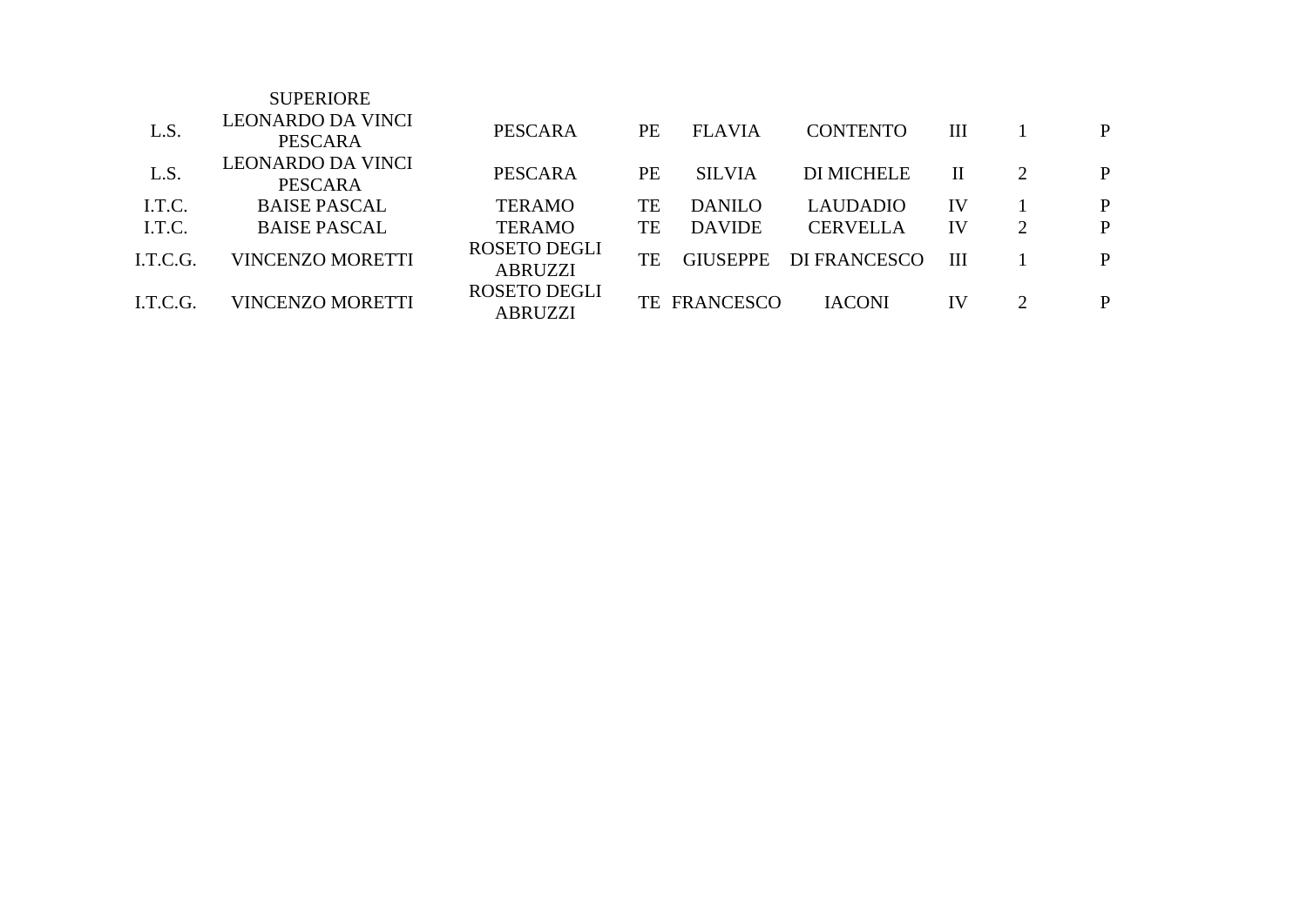| | | | | | | | | |
|---|---|---|---|---|---|---|---|---|
| | SUPERIORE | | | | | | | |
| L.S. | LEONARDO DA VINCI PESCARA | PESCARA | PE | FLAVIA | CONTENTO | III | 1 | P |
| L.S. | LEONARDO DA VINCI PESCARA | PESCARA | PE | SILVIA | DI MICHELE | II | 2 | P |
| I.T.C. | BAISE PASCAL | TERAMO | TE | DANILO | LAUDADIO | IV | 1 | P |
| I.T.C. | BAISE PASCAL | TERAMO | TE | DAVIDE | CERVELLA | IV | 2 | P |
| I.T.C.G. | VINCENZO MORETTI | ROSETO DEGLI ABRUZZI | TE | GIUSEPPE | DI FRANCESCO | III | 1 | P |
| I.T.C.G. | VINCENZO MORETTI | ROSETO DEGLI ABRUZZI | TE | FRANCESCO | IACONI | IV | 2 | P |